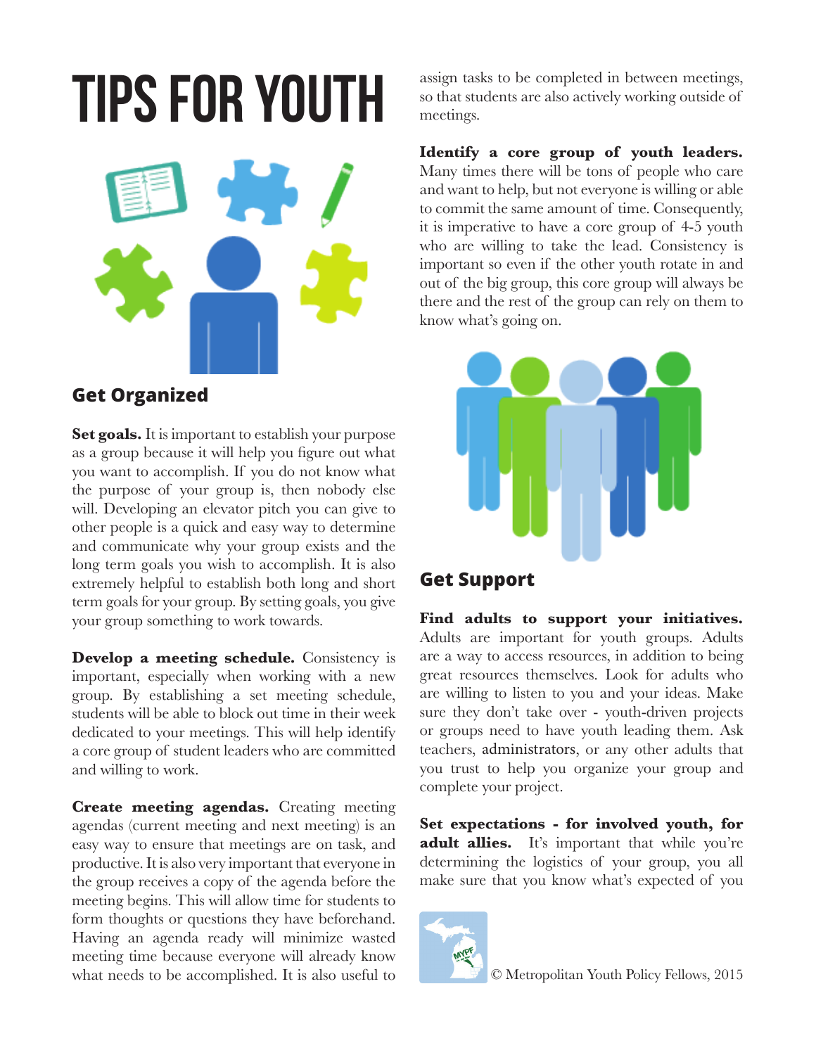# TIPS FOR YOUTH

## Get Organized

**Set goals.** It is important to establish your purpose as a group because it will help you figure out what you want to accomplish. If you do not know what the purpose of your group is, then nobody else will. Developing an elevator pitch you can give to other people is a quick and easy way to determine and communicate why your group exists and the long term goals you wish to accomplish. It is also extremely helpful to establish both long and short term goals for your group. By setting goals, you give your group something to work towards.

**Develop a meeting schedule.** Consistency is important, especially when working with a new group. By establishing a set meeting schedule, students will be able to block out time in their week dedicated to your meetings. This will help identify a core group of student leaders who are committed and willing to work.

**Create meeting agendas.** Creating meeting agendas (current meeting and next meeting) is an easy way to ensure that meetings are on task, and productive. It is also very important that everyone in the group receives a copy of the agenda before the meeting begins. This will allow time for students to form thoughts or questions they have beforehand. Having an agenda ready will minimize wasted meeting time because everyone will already know what needs to be accomplished. It is also useful to assign tasks to be completed in between meetings, so that students are also actively working outside of meetings.

**Identify a core group of youth leaders.** Many times there will be tons of people who care and want to help, but not everyone is willing or able to commit the same amount of time. Consequently, it is imperative to have a core group of 4-5 youth who are willing to take the lead. Consistency is important so even if the other youth rotate in and out of the big group, this core group will always be there and the rest of the group can rely on them to know what's going on.

## Get Support

**Find adults to support your initiatives.** Adults are important for youth groups. Adults are a way to access resources, in addition to being great resources themselves. Look for adults who are willing to listen to you and your ideas. Make sure they don't take over - youth-driven projects or groups need to have youth leading them. Ask teachers, administrators, or any other adults that you trust to help you organize your group and complete your project.

**Set expectations - for involved youth, for adult allies.** It's important that while you're determining the logistics of your group, you all make sure that you know what's expected of you

© Metropolitan Youth Policy Fellows, 2015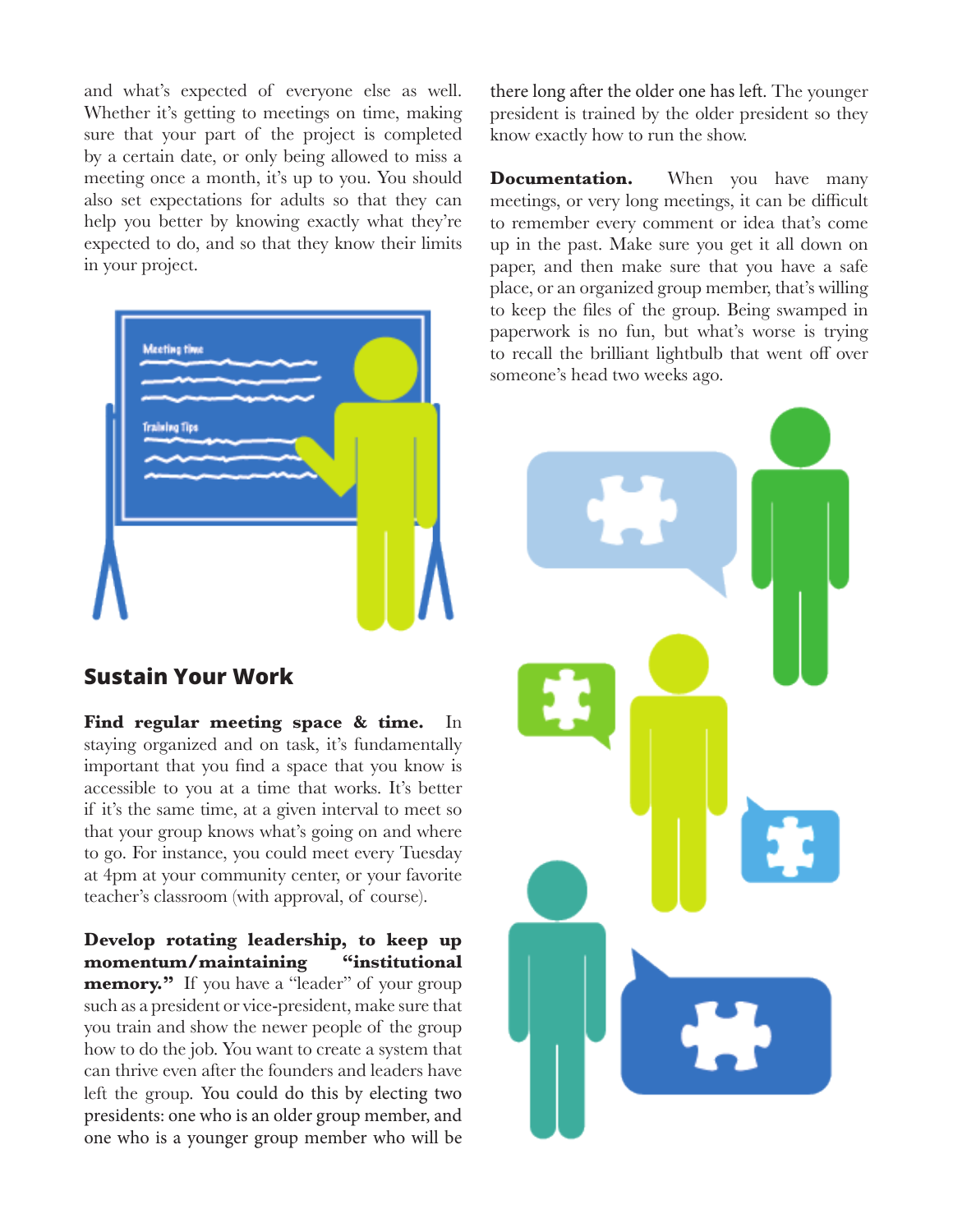and what's expected of everyone else as well. Whether it's getting to meetings on time, making sure that your part of the project is completed by a certain date, or only being allowed to miss a meeting once a month, it's up to you. You should also set expectations for adults so that they can help you better by knowing exactly what they're expected to do, and so that they know their limits in your project.

## Sustain Your Work

**Find regular meeting space & time.** In staying organized and on task, it's fundamentally important that you find a space that you know is accessible to you at a time that works. It's better if it's the same time, at a given interval to meet so that your group knows what's going on and where to go. For instance, you could meet every Tuesday at 4pm at your community center, or your favorite teacher's classroom (with approval, of course).

**Develop rotating leadership, to keep up momentum/maintaining "institutional memory."** If you have a "leader" of your group such as a president or vice-president, make sure that you train and show the newer people of the group how to do the job. You want to create a system that can thrive even after the founders and leaders have left the group. You could do this by electing two presidents: one who is an older group member, and one who is a younger group member who will be there long after the older one has left. The younger president is trained by the older president so they know exactly how to run the show.

**Documentation.** When you have many meetings, or very long meetings, it can be difficult to remember every comment or idea that's come up in the past. Make sure you get it all down on paper, and then make sure that you have a safe place, or an organized group member, that's willing to keep the files of the group. Being swamped in paperwork is no fun, but what's worse is trying to recall the brilliant lightbulb that went off over someone's head two weeks ago.